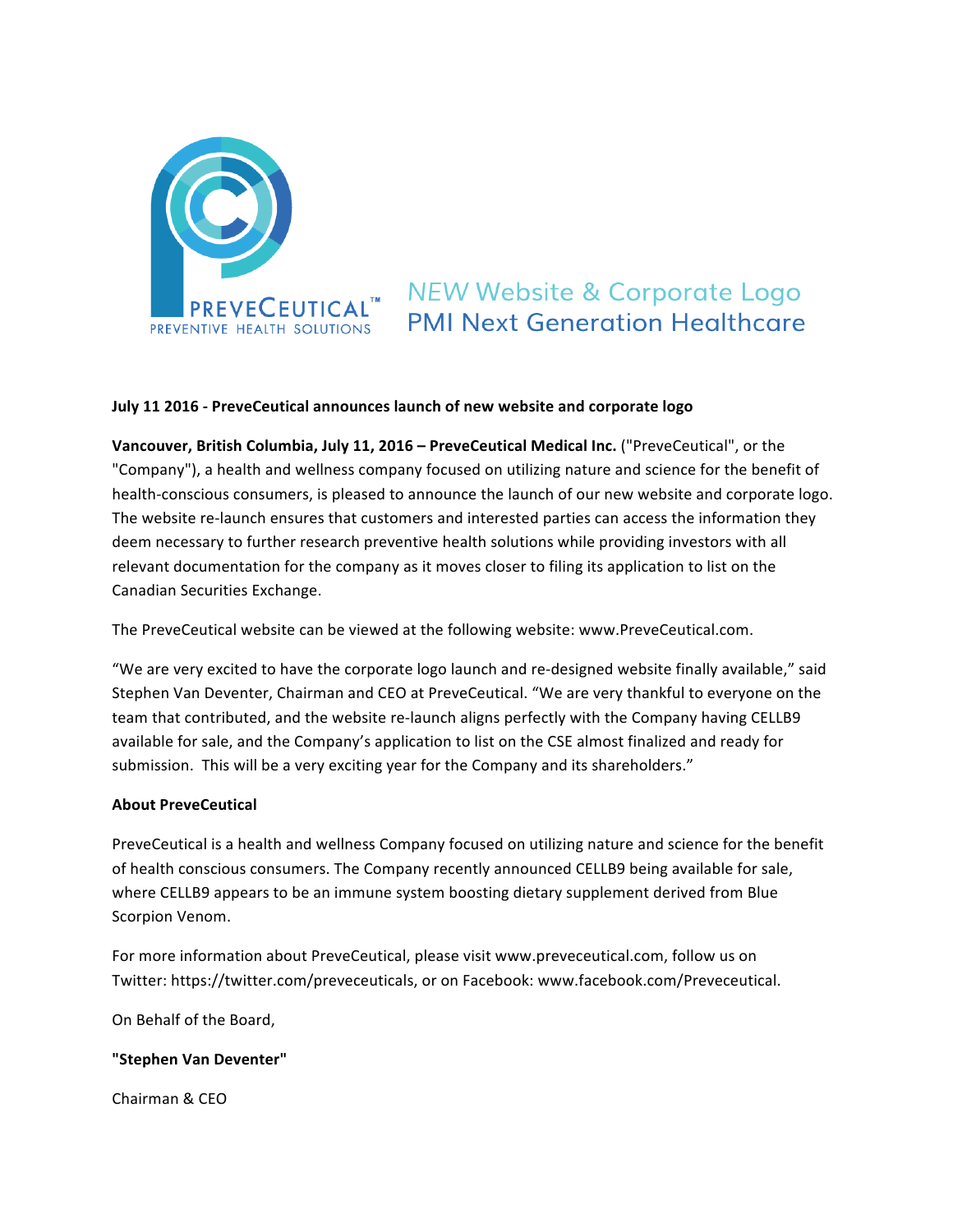PREVECEUTICAL™
PREVENTIVE HEALTH SOLUTIONS

*NEW* Website & Corporate Logo
PMI Next Generation Healthcare

**July 11 2016 - PreveCeutical announces launch of new website and corporate logo**

**Vancouver, British Columbia, July 11, 2016 – PreveCeutical Medical Inc.** ("PreveCeutical", or the "Company"), a health and wellness company focused on utilizing nature and science for the benefit of health-conscious consumers, is pleased to announce the launch of our new website and corporate logo. The website re-launch ensures that customers and interested parties can access the information they deem necessary to further research preventive health solutions while providing investors with all relevant documentation for the company as it moves closer to filing its application to list on the Canadian Securities Exchange.

The PreveCeutical website can be viewed at the following website: www.PreveCeutical.com.

"We are very excited to have the corporate logo launch and re-designed website finally available," said Stephen Van Deventer, Chairman and CEO at PreveCeutical. "We are very thankful to everyone on the team that contributed, and the website re-launch aligns perfectly with the Company having CELLB9 available for sale, and the Company's application to list on the CSE almost finalized and ready for submission. This will be a very exciting year for the Company and its shareholders."

**About PreveCeutical**

PreveCeutical is a health and wellness Company focused on utilizing nature and science for the benefit of health conscious consumers. The Company recently announced CELLB9 being available for sale, where CELLB9 appears to be an immune system boosting dietary supplement derived from Blue Scorpion Venom.

For more information about PreveCeutical, please visit www.preveceutical.com, follow us on Twitter: https://twitter.com/preveceuticals, or on Facebook: www.facebook.com/Preveceutical.

On Behalf of the Board,

**"Stephen Van Deventer"**

Chairman & CEO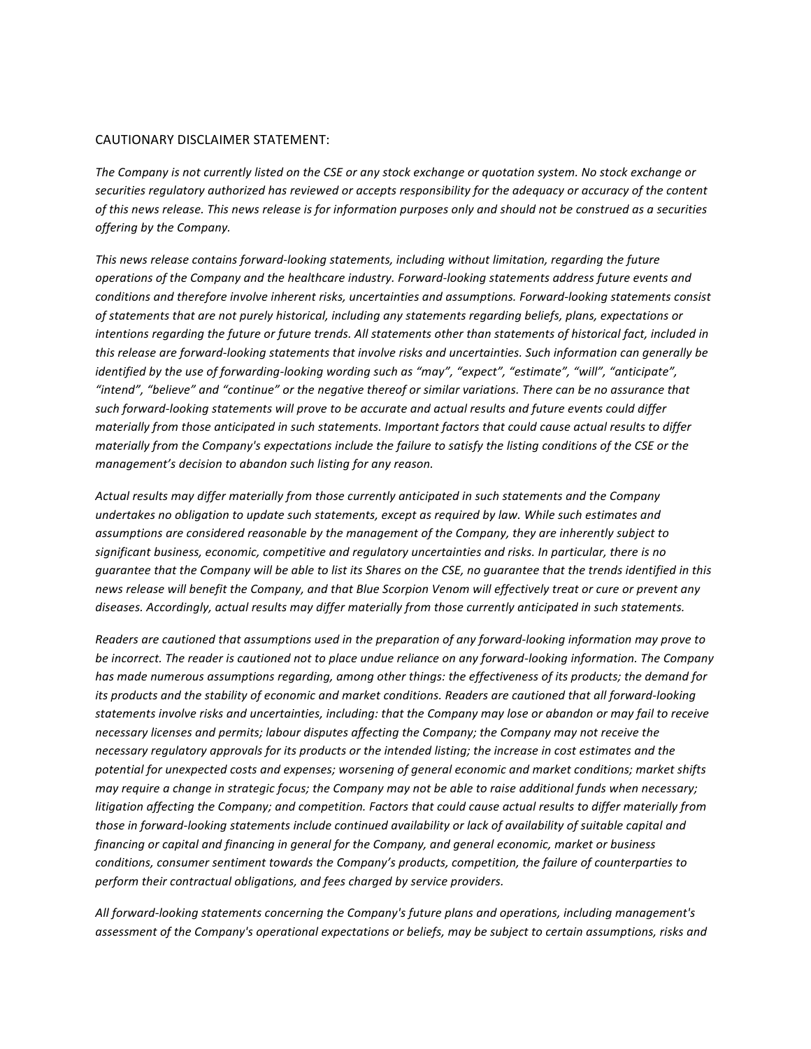CAUTIONARY DISCLAIMER STATEMENT:

*The Company is not currently listed on the CSE or any stock exchange or quotation system. No stock exchange or securities regulatory authorized has reviewed or accepts responsibility for the adequacy or accuracy of the content of this news release. This news release is for information purposes only and should not be construed as a securities offering by the Company.*

*This news release contains forward-looking statements, including without limitation, regarding the future operations of the Company and the healthcare industry. Forward-looking statements address future events and conditions and therefore involve inherent risks, uncertainties and assumptions. Forward-looking statements consist of statements that are not purely historical, including any statements regarding beliefs, plans, expectations or intentions regarding the future or future trends. All statements other than statements of historical fact, included in this release are forward-looking statements that involve risks and uncertainties. Such information can generally be identified by the use of forwarding-looking wording such as "may", "expect", "estimate", "will", "anticipate", "intend", "believe" and "continue" or the negative thereof or similar variations. There can be no assurance that such forward-looking statements will prove to be accurate and actual results and future events could differ materially from those anticipated in such statements. Important factors that could cause actual results to differ materially from the Company's expectations include the failure to satisfy the listing conditions of the CSE or the management's decision to abandon such listing for any reason.*

*Actual results may differ materially from those currently anticipated in such statements and the Company undertakes no obligation to update such statements, except as required by law. While such estimates and assumptions are considered reasonable by the management of the Company, they are inherently subject to significant business, economic, competitive and regulatory uncertainties and risks. In particular, there is no guarantee that the Company will be able to list its Shares on the CSE, no guarantee that the trends identified in this news release will benefit the Company, and that Blue Scorpion Venom will effectively treat or cure or prevent any diseases. Accordingly, actual results may differ materially from those currently anticipated in such statements.*

*Readers are cautioned that assumptions used in the preparation of any forward-looking information may prove to be incorrect. The reader is cautioned not to place undue reliance on any forward-looking information. The Company has made numerous assumptions regarding, among other things: the effectiveness of its products; the demand for its products and the stability of economic and market conditions. Readers are cautioned that all forward-looking statements involve risks and uncertainties, including: that the Company may lose or abandon or may fail to receive necessary licenses and permits; labour disputes affecting the Company; the Company may not receive the necessary regulatory approvals for its products or the intended listing; the increase in cost estimates and the potential for unexpected costs and expenses; worsening of general economic and market conditions; market shifts may require a change in strategic focus; the Company may not be able to raise additional funds when necessary; litigation affecting the Company; and competition. Factors that could cause actual results to differ materially from those in forward-looking statements include continued availability or lack of availability of suitable capital and financing or capital and financing in general for the Company, and general economic, market or business conditions, consumer sentiment towards the Company's products, competition, the failure of counterparties to perform their contractual obligations, and fees charged by service providers.*

*All forward-looking statements concerning the Company's future plans and operations, including management's assessment of the Company's operational expectations or beliefs, may be subject to certain assumptions, risks and*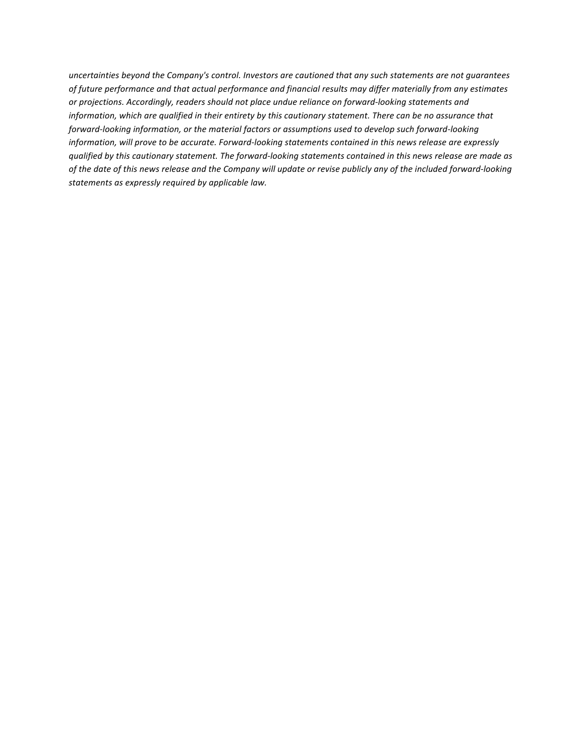*uncertainties beyond the Company's control. Investors are cautioned that any such statements are not guarantees of future performance and that actual performance and financial results may differ materially from any estimates or projections. Accordingly, readers should not place undue reliance on forward-looking statements and information, which are qualified in their entirety by this cautionary statement. There can be no assurance that forward-looking information, or the material factors or assumptions used to develop such forward-looking information, will prove to be accurate. Forward-looking statements contained in this news release are expressly qualified by this cautionary statement. The forward-looking statements contained in this news release are made as of the date of this news release and the Company will update or revise publicly any of the included forward-looking statements as expressly required by applicable law.*